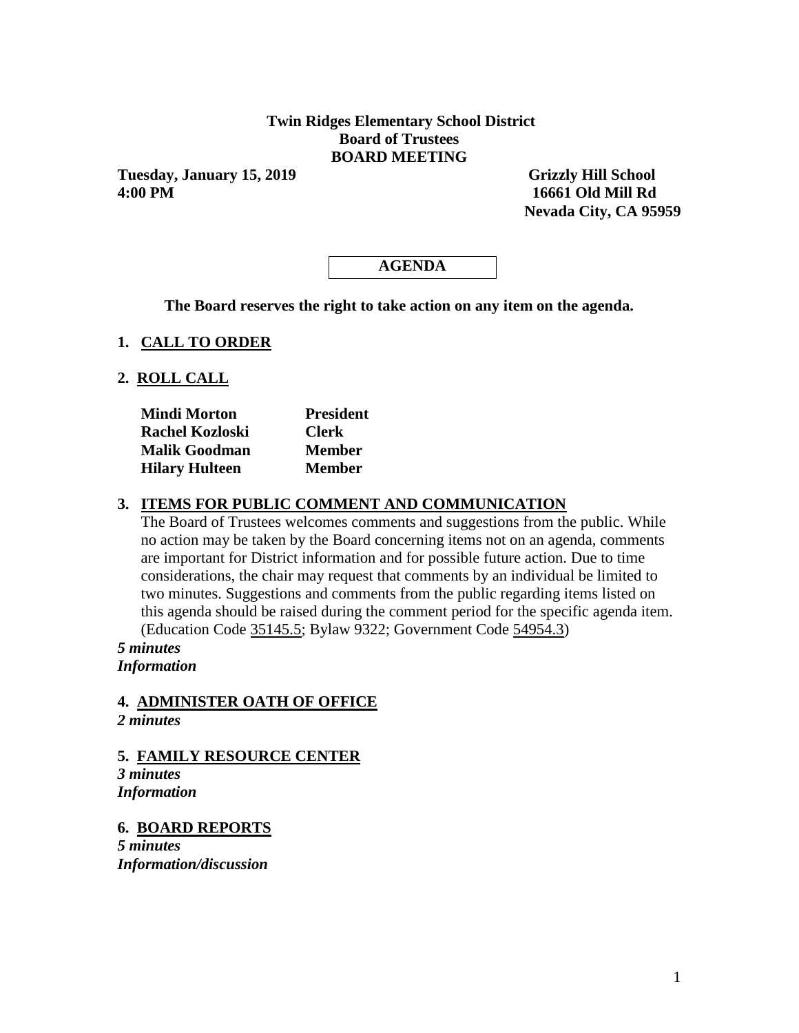**Twin Ridges Elementary School District**
**Board of Trustees**
**BOARD MEETING**

**Tuesday, January 15, 2019**
**4:00 PM**

**Grizzly Hill School**
**16661 Old Mill Rd**
**Nevada City, CA 95959**

**AGENDA**

**The Board reserves the right to take action on any item on the agenda.**

## 1. CALL TO ORDER

## 2. ROLL CALL

| | |
|---|---|
| **Mindi Morton** | **President** |
| **Rachel Kozloski** | **Clerk** |
| **Malik Goodman** | **Member** |
| **Hilary Hulteen** | **Member** |

## 3. ITEMS FOR PUBLIC COMMENT AND COMMUNICATION

The Board of Trustees welcomes comments and suggestions from the public. While no action may be taken by the Board concerning items not on an agenda, comments are important for District information and for possible future action. Due to time considerations, the chair may request that comments by an individual be limited to two minutes. Suggestions and comments from the public regarding items listed on this agenda should be raised during the comment period for the specific agenda item. (Education Code 35145.5; Bylaw 9322; Government Code 54954.3)

***5 minutes***
***Information***

## 4. ADMINISTER OATH OF OFFICE

***2 minutes***

## 5. FAMILY RESOURCE CENTER

***3 minutes***
***Information***

## 6. BOARD REPORTS

***5 minutes***
***Information/discussion***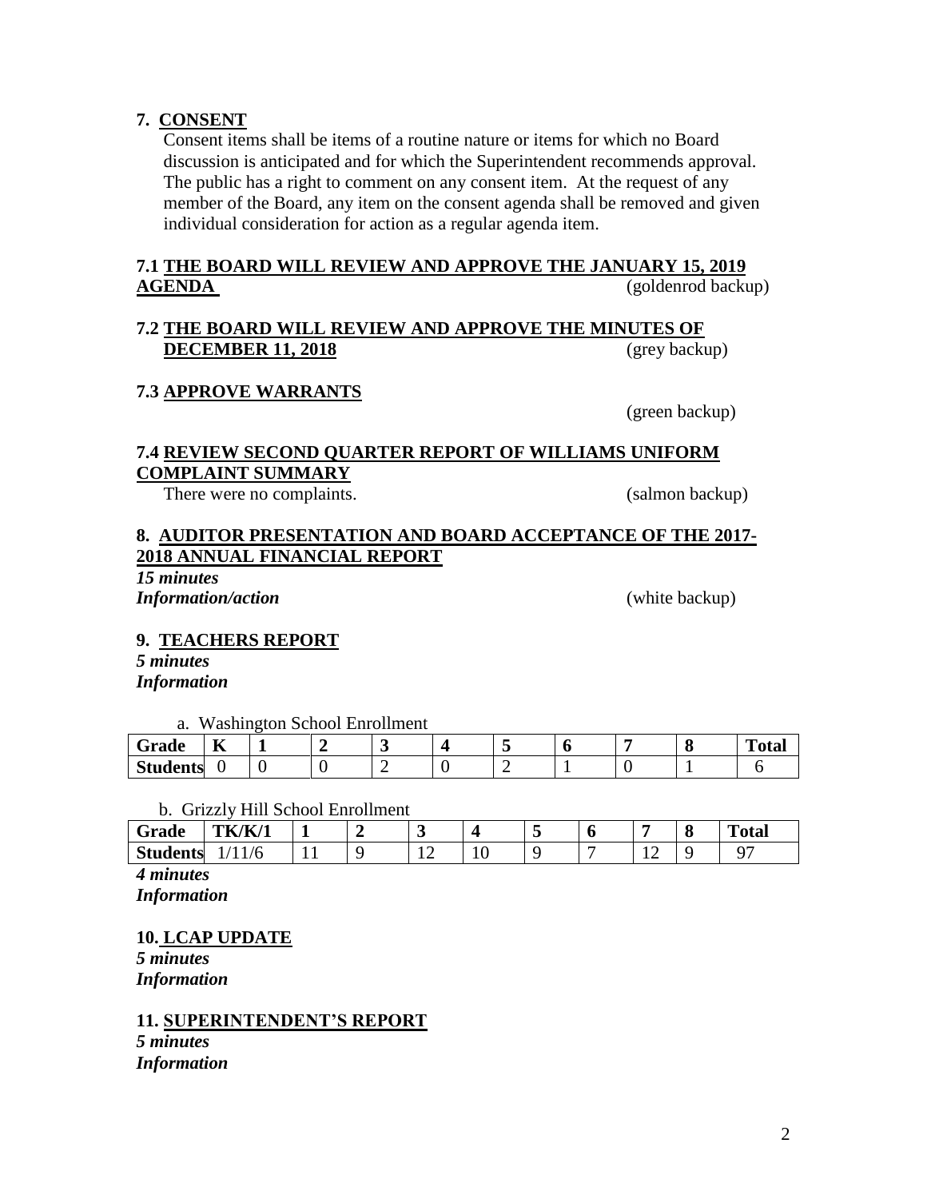**7. CONSENT**

Consent items shall be items of a routine nature or items for which no Board discussion is anticipated and for which the Superintendent recommends approval. The public has a right to comment on any consent item. At the request of any member of the Board, any item on the consent agenda shall be removed and given individual consideration for action as a regular agenda item.

**7.1 THE BOARD WILL REVIEW AND APPROVE THE JANUARY 15, 2019 AGENDA** (goldenrod backup)

**7.2 THE BOARD WILL REVIEW AND APPROVE THE MINUTES OF DECEMBER 11, 2018** (grey backup)

**7.3 APPROVE WARRANTS**

(green backup)

**7.4 REVIEW SECOND QUARTER REPORT OF WILLIAMS UNIFORM COMPLAINT SUMMARY**

There were no complaints. (salmon backup)

**8. AUDITOR PRESENTATION AND BOARD ACCEPTANCE OF THE 2017-2018 ANNUAL FINANCIAL REPORT**

***15 minutes***

***Information/action*** (white backup)

**9. TEACHERS REPORT**

***5 minutes***

***Information***

a. Washington School Enrollment

| Grade | K | 1 | 2 | 3 | 4 | 5 | 6 | 7 | 8 | Total |
|---|---|---|---|---|---|---|---|---|---|---|
| Students | 0 | 0 | 0 | 2 | 0 | 2 | 1 | 0 | 1 | 6 |

b. Grizzly Hill School Enrollment

| Grade | TK/K/1 | 1 | 2 | 3 | 4 | 5 | 6 | 7 | 8 | Total |
|---|---|---|---|---|---|---|---|---|---|---|
| Students | 1/11/6 | 11 | 9 | 12 | 10 | 9 | 7 | 12 | 9 | 97 |

***4 minutes***

***Information***

**10. LCAP UPDATE**

***5 minutes***

***Information***

**11. SUPERINTENDENT'S REPORT**

***5 minutes***

***Information***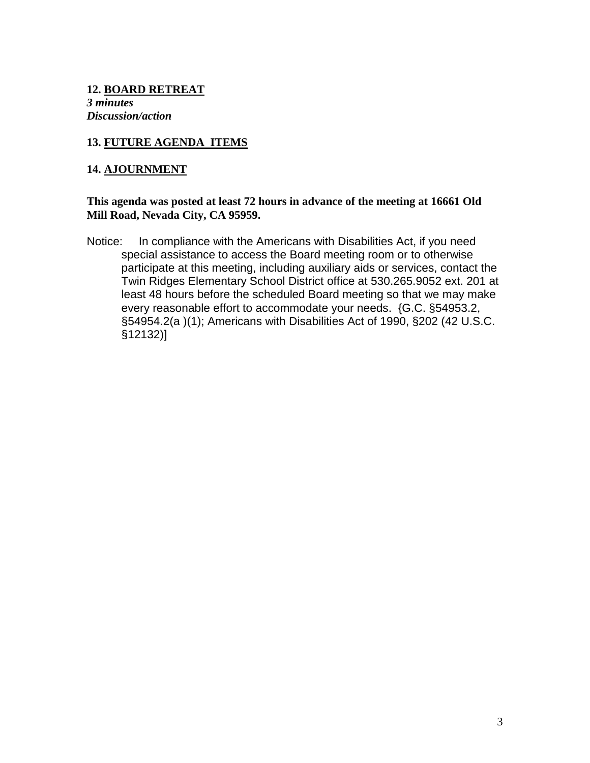**12. <u>BOARD RETREAT</u>**
***3 minutes***
***Discussion/action***

**13. <u>FUTURE AGENDA ITEMS</u>**

**14. <u>AJOURNMENT</u>**

**This agenda was posted at least 72 hours in advance of the meeting at 16661 Old Mill Road, Nevada City, CA 95959.**

Notice: In compliance with the Americans with Disabilities Act, if you need special assistance to access the Board meeting room or to otherwise participate at this meeting, including auxiliary aids or services, contact the Twin Ridges Elementary School District office at 530.265.9052 ext. 201 at least 48 hours before the scheduled Board meeting so that we may make every reasonable effort to accommodate your needs. {G.C. §54953.2, §54954.2(a )(1); Americans with Disabilities Act of 1990, §202 (42 U.S.C. §12132)]